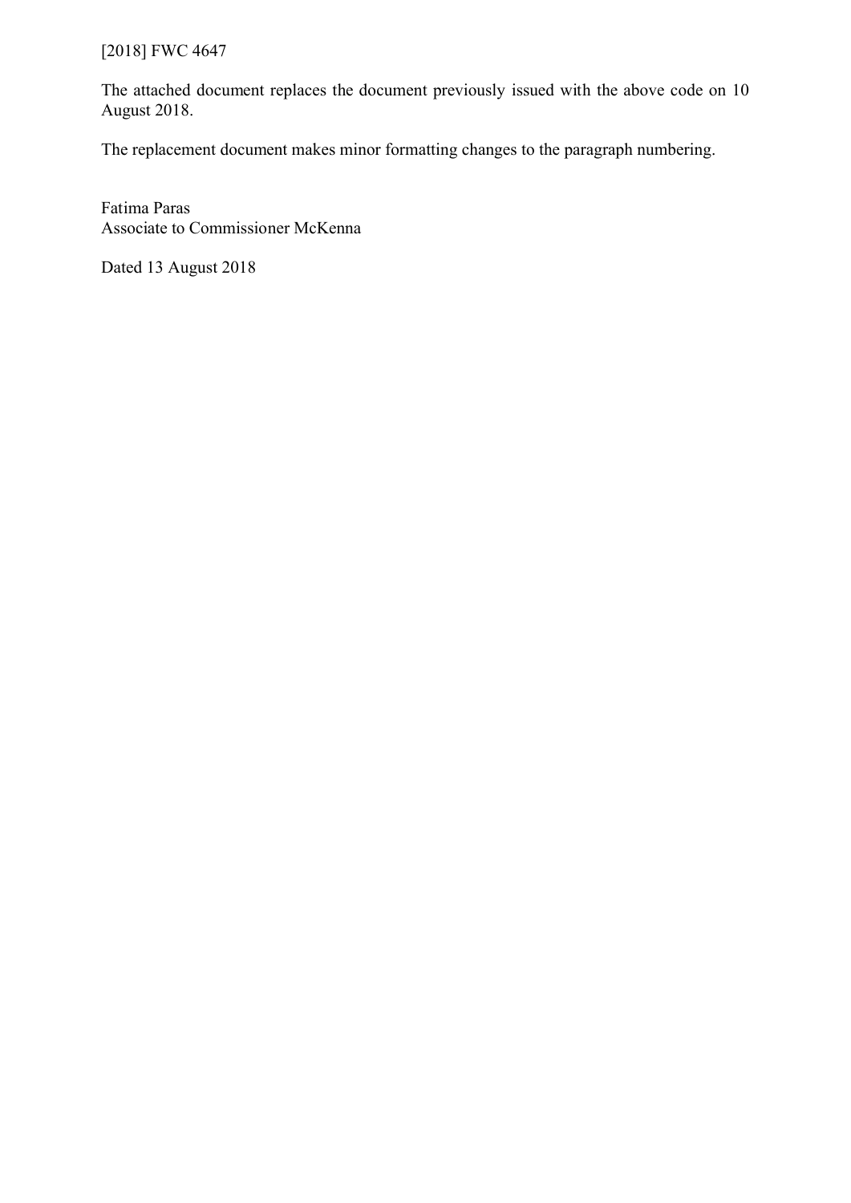[2018] FWC 4647

The attached document replaces the document previously issued with the above code on 10 August 2018.

The replacement document makes minor formatting changes to the paragraph numbering.

Fatima Paras
Associate to Commissioner McKenna

Dated 13 August 2018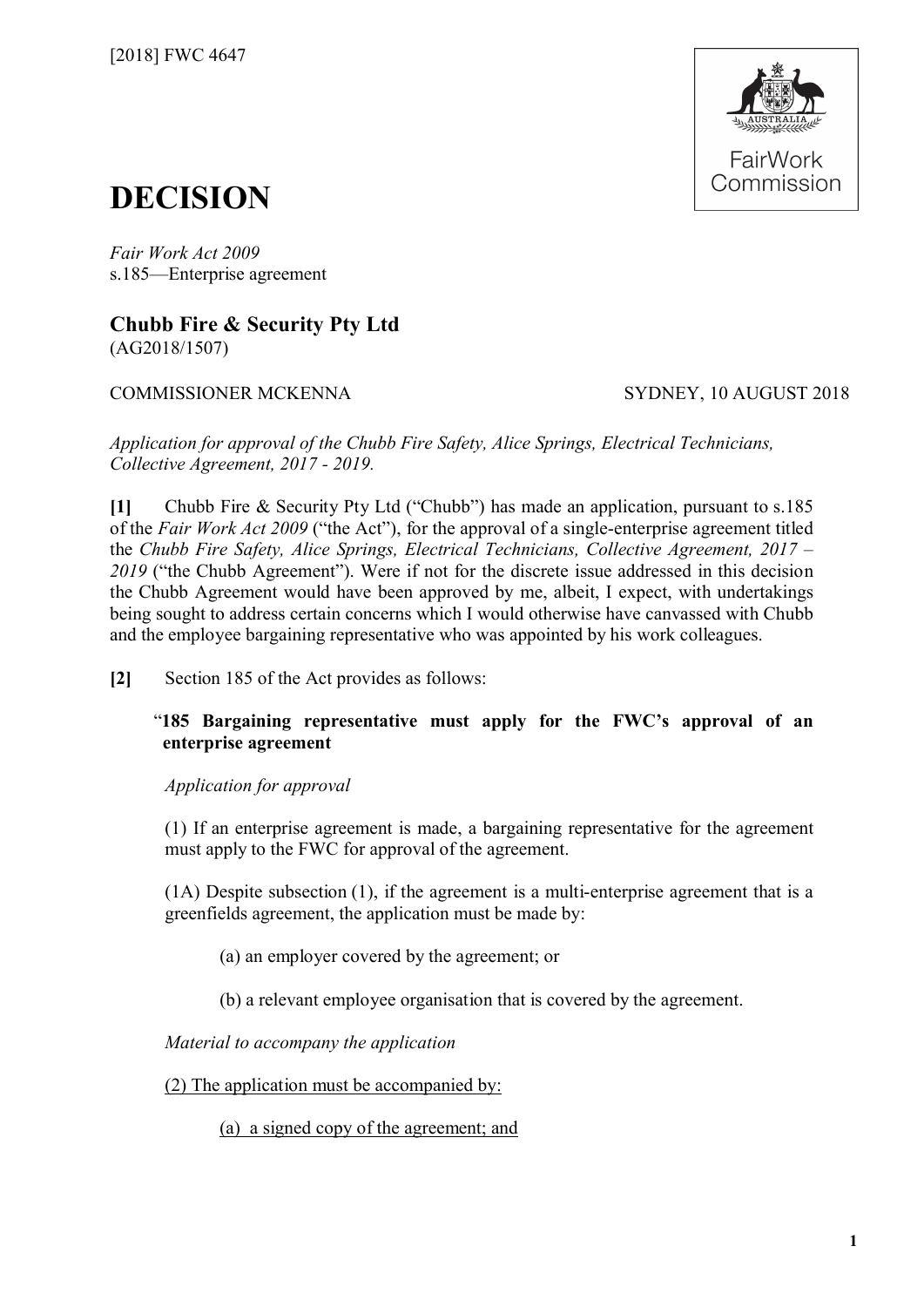[2018] FWC 4647

# DECISION

*Fair Work Act 2009*
s.185—Enterprise agreement

## Chubb Fire & Security Pty Ltd
(AG2018/1507)

COMMISSIONER MCKENNA SYDNEY, 10 AUGUST 2018

*Application for approval of the Chubb Fire Safety, Alice Springs, Electrical Technicians, Collective Agreement, 2017 - 2019.*

**[1]** Chubb Fire & Security Pty Ltd ("Chubb") has made an application, pursuant to s.185 of the *Fair Work Act 2009* ("the Act"), for the approval of a single-enterprise agreement titled the *Chubb Fire Safety, Alice Springs, Electrical Technicians, Collective Agreement, 2017 – 2019* ("the Chubb Agreement"). Were if not for the discrete issue addressed in this decision the Chubb Agreement would have been approved by me, albeit, I expect, with undertakings being sought to address certain concerns which I would otherwise have canvassed with Chubb and the employee bargaining representative who was appointed by his work colleagues.

**[2]** Section 185 of the Act provides as follows:

"**185 Bargaining representative must apply for the FWC's approval of an enterprise agreement**

*Application for approval*

(1) If an enterprise agreement is made, a bargaining representative for the agreement must apply to the FWC for approval of the agreement.

(1A) Despite subsection (1), if the agreement is a multi-enterprise agreement that is a greenfields agreement, the application must be made by:

(a) an employer covered by the agreement; or

(b) a relevant employee organisation that is covered by the agreement.

*Material to accompany the application*

<u>(2) The application must be accompanied by:</u>

<u>(a) a signed copy of the agreement; and</u>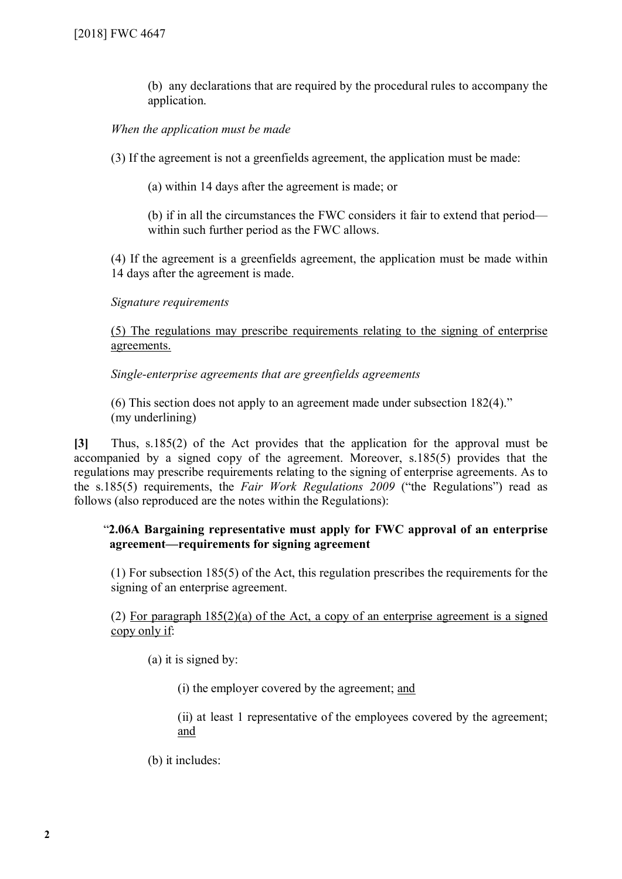(b) any declarations that are required by the procedural rules to accompany the application.

*When the application must be made*

(3) If the agreement is not a greenfields agreement, the application must be made:

(a) within 14 days after the agreement is made; or

(b) if in all the circumstances the FWC considers it fair to extend that period—within such further period as the FWC allows.

(4) If the agreement is a greenfields agreement, the application must be made within 14 days after the agreement is made.

*Signature requirements*

<u>(5) The regulations may prescribe requirements relating to the signing of enterprise agreements.</u>

*Single-enterprise agreements that are greenfields agreements*

(6) This section does not apply to an agreement made under subsection 182(4)."
(my underlining)

**[3]** Thus, s.185(2) of the Act provides that the application for the approval must be accompanied by a signed copy of the agreement. Moreover, s.185(5) provides that the regulations may prescribe requirements relating to the signing of enterprise agreements. As to the s.185(5) requirements, the *Fair Work Regulations 2009* ("the Regulations") read as follows (also reproduced are the notes within the Regulations):

"**2.06A Bargaining representative must apply for FWC approval of an enterprise agreement—requirements for signing agreement**

(1) For subsection 185(5) of the Act, this regulation prescribes the requirements for the signing of an enterprise agreement.

(2) <u>For paragraph 185(2)(a) of the Act, a copy of an enterprise agreement is a signed copy only if</u>:

(a) it is signed by:

(i) the employer covered by the agreement; <u>and</u>

(ii) at least 1 representative of the employees covered by the agreement; <u>and</u>

(b) it includes: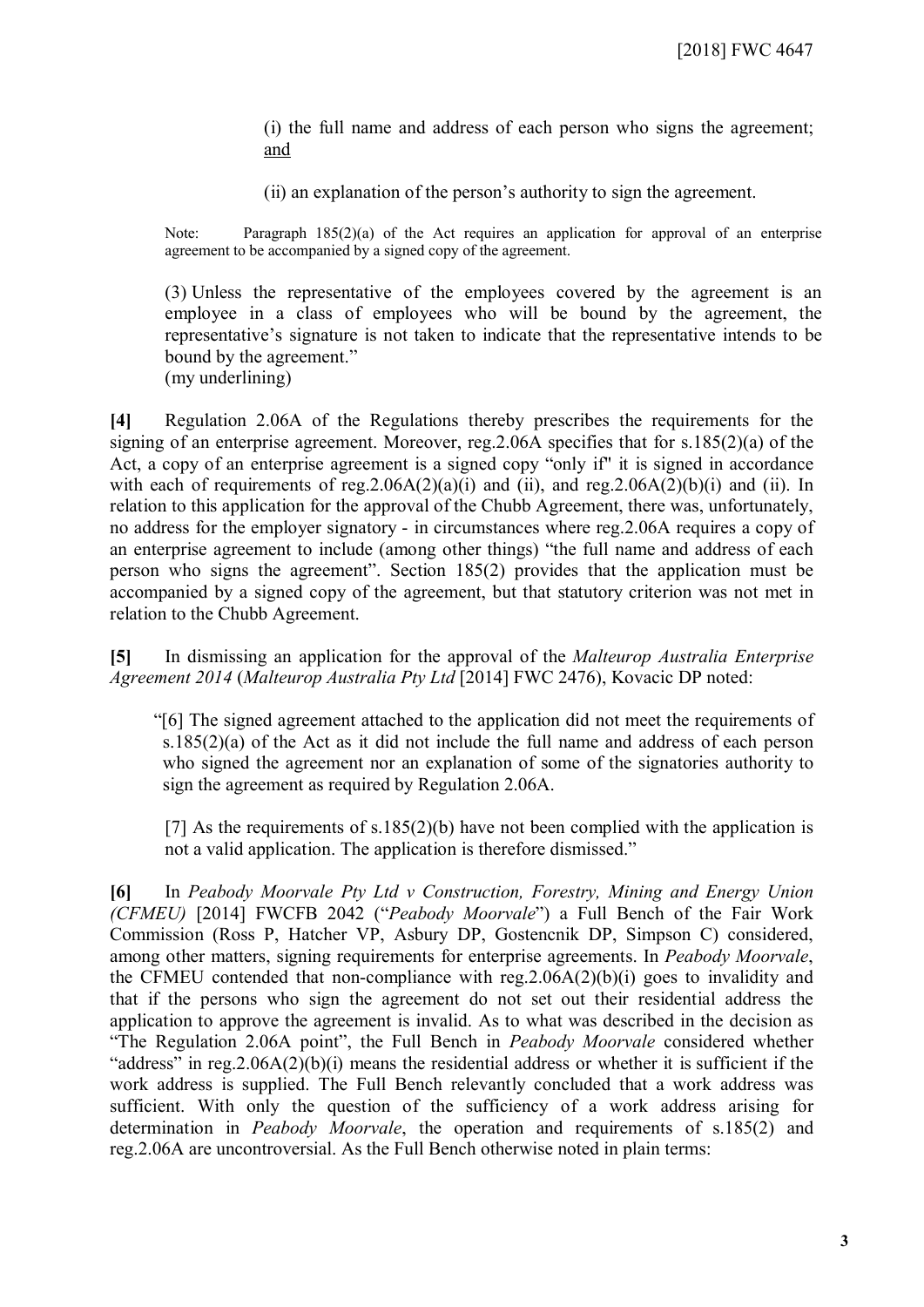(i) the full name and address of each person who signs the agreement; <u>and</u>

(ii) an explanation of the person's authority to sign the agreement.

Note: Paragraph 185(2)(a) of the Act requires an application for approval of an enterprise agreement to be accompanied by a signed copy of the agreement.

(3) Unless the representative of the employees covered by the agreement is an employee in a class of employees who will be bound by the agreement, the representative's signature is not taken to indicate that the representative intends to be bound by the agreement."
(my underlining)

**[4]** Regulation 2.06A of the Regulations thereby prescribes the requirements for the signing of an enterprise agreement. Moreover, reg.2.06A specifies that for s.185(2)(a) of the Act, a copy of an enterprise agreement is a signed copy "only if" it is signed in accordance with each of requirements of reg.2.06A(2)(a)(i) and (ii), and reg.2.06A(2)(b)(i) and (ii). In relation to this application for the approval of the Chubb Agreement, there was, unfortunately, no address for the employer signatory - in circumstances where reg.2.06A requires a copy of an enterprise agreement to include (among other things) "the full name and address of each person who signs the agreement". Section 185(2) provides that the application must be accompanied by a signed copy of the agreement, but that statutory criterion was not met in relation to the Chubb Agreement.

**[5]** In dismissing an application for the approval of the *Malteurop Australia Enterprise Agreement 2014* (*Malteurop Australia Pty Ltd* [2014] FWC 2476), Kovacic DP noted:

"[6] The signed agreement attached to the application did not meet the requirements of s.185(2)(a) of the Act as it did not include the full name and address of each person who signed the agreement nor an explanation of some of the signatories authority to sign the agreement as required by Regulation 2.06A.

[7] As the requirements of s.185(2)(b) have not been complied with the application is not a valid application. The application is therefore dismissed."

**[6]** In *Peabody Moorvale Pty Ltd v Construction, Forestry, Mining and Energy Union (CFMEU)* [2014] FWCFB 2042 ("*Peabody Moorvale*") a Full Bench of the Fair Work Commission (Ross P, Hatcher VP, Asbury DP, Gostencnik DP, Simpson C) considered, among other matters, signing requirements for enterprise agreements. In *Peabody Moorvale*, the CFMEU contended that non-compliance with reg.2.06A(2)(b)(i) goes to invalidity and that if the persons who sign the agreement do not set out their residential address the application to approve the agreement is invalid. As to what was described in the decision as "The Regulation 2.06A point", the Full Bench in *Peabody Moorvale* considered whether "address" in reg.2.06A(2)(b)(i) means the residential address or whether it is sufficient if the work address is supplied. The Full Bench relevantly concluded that a work address was sufficient. With only the question of the sufficiency of a work address arising for determination in *Peabody Moorvale*, the operation and requirements of s.185(2) and reg.2.06A are uncontroversial. As the Full Bench otherwise noted in plain terms: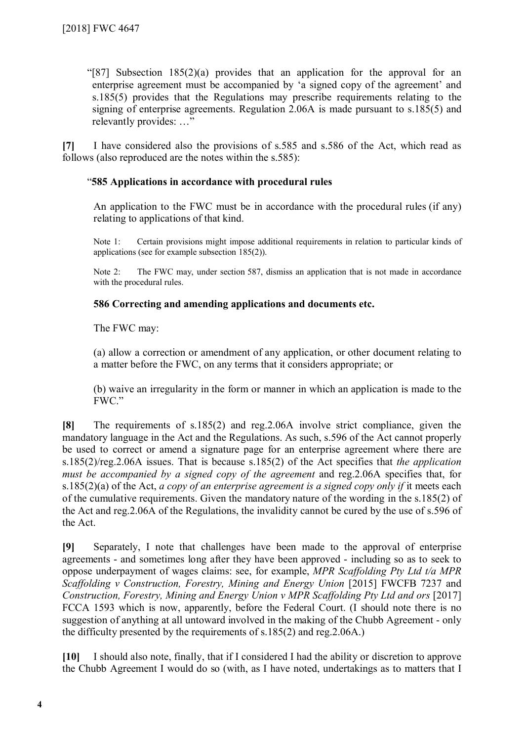"[87] Subsection 185(2)(a) provides that an application for the approval for an enterprise agreement must be accompanied by 'a signed copy of the agreement' and s.185(5) provides that the Regulations may prescribe requirements relating to the signing of enterprise agreements. Regulation 2.06A is made pursuant to s.185(5) and relevantly provides: …"

**[7]** I have considered also the provisions of s.585 and s.586 of the Act, which read as follows (also reproduced are the notes within the s.585):

> "**585 Applications in accordance with procedural rules**
>
> An application to the FWC must be in accordance with the procedural rules (if any) relating to applications of that kind.
>
> Note 1: Certain provisions might impose additional requirements in relation to particular kinds of applications (see for example subsection 185(2)).
>
> Note 2: The FWC may, under section 587, dismiss an application that is not made in accordance with the procedural rules.
>
> **586 Correcting and amending applications and documents etc.**
>
> The FWC may:
>
> (a) allow a correction or amendment of any application, or other document relating to a matter before the FWC, on any terms that it considers appropriate; or
>
> (b) waive an irregularity in the form or manner in which an application is made to the FWC."

**[8]** The requirements of s.185(2) and reg.2.06A involve strict compliance, given the mandatory language in the Act and the Regulations. As such, s.596 of the Act cannot properly be used to correct or amend a signature page for an enterprise agreement where there are s.185(2)/reg.2.06A issues. That is because s.185(2) of the Act specifies that *the application must be accompanied by a signed copy of the agreement* and reg.2.06A specifies that, for s.185(2)(a) of the Act, *a copy of an enterprise agreement is a signed copy only if* it meets each of the cumulative requirements. Given the mandatory nature of the wording in the s.185(2) of the Act and reg.2.06A of the Regulations, the invalidity cannot be cured by the use of s.596 of the Act.

**[9]** Separately, I note that challenges have been made to the approval of enterprise agreements - and sometimes long after they have been approved - including so as to seek to oppose underpayment of wages claims: see, for example, *MPR Scaffolding Pty Ltd t/a MPR Scaffolding v Construction, Forestry, Mining and Energy Union* [2015] FWCFB 7237 and *Construction, Forestry, Mining and Energy Union v MPR Scaffolding Pty Ltd and ors* [2017] FCCA 1593 which is now, apparently, before the Federal Court. (I should note there is no suggestion of anything at all untoward involved in the making of the Chubb Agreement - only the difficulty presented by the requirements of s.185(2) and reg.2.06A.)

**[10]** I should also note, finally, that if I considered I had the ability or discretion to approve the Chubb Agreement I would do so (with, as I have noted, undertakings as to matters that I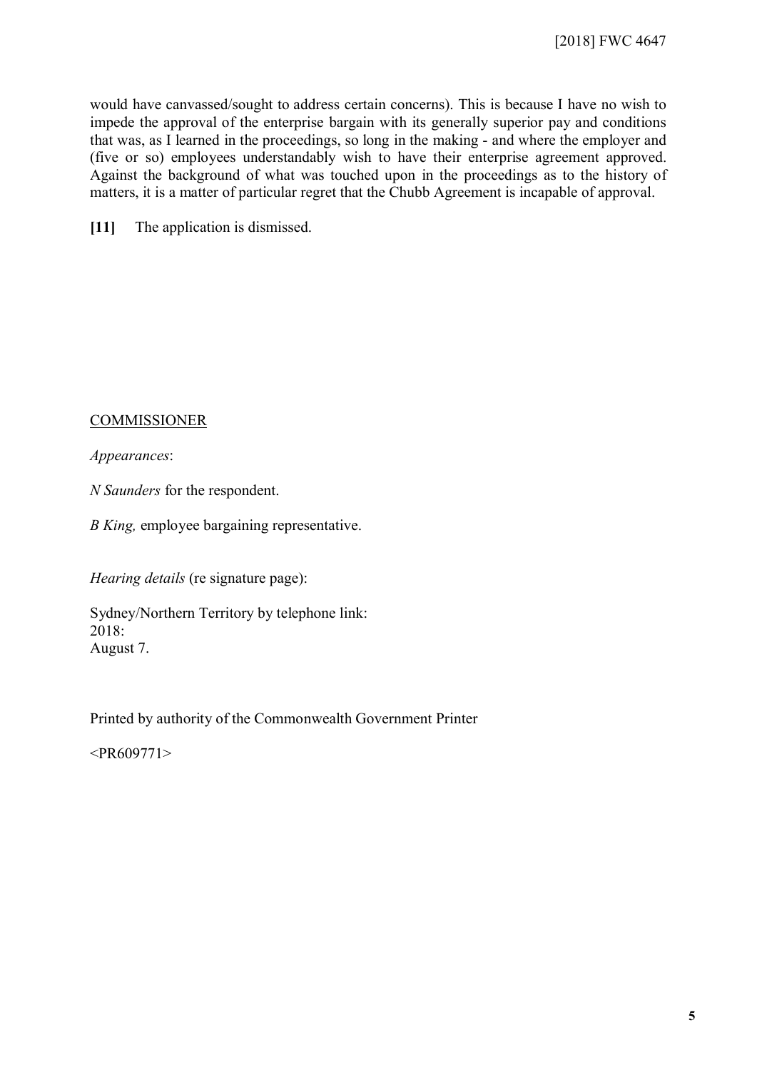would have canvassed/sought to address certain concerns). This is because I have no wish to impede the approval of the enterprise bargain with its generally superior pay and conditions that was, as I learned in the proceedings, so long in the making - and where the employer and (five or so) employees understandably wish to have their enterprise agreement approved. Against the background of what was touched upon in the proceedings as to the history of matters, it is a matter of particular regret that the Chubb Agreement is incapable of approval.

**[11]** The application is dismissed.

COMMISSIONER

*Appearances*:

*N Saunders* for the respondent.

*B King,* employee bargaining representative.

*Hearing details* (re signature page):

Sydney/Northern Territory by telephone link:
2018:
August 7.

Printed by authority of the Commonwealth Government Printer

<PR609771>